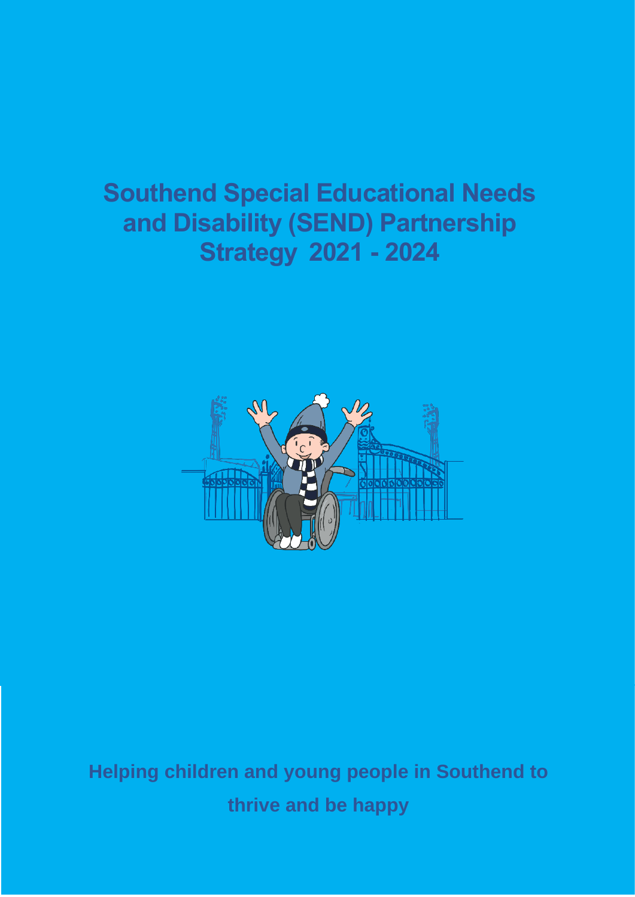# Southend Special Educational Needs and Disability (SEND) Partnership Strategy 2021 - 2024

**Helping children and young people in Southend to thrive and be happy**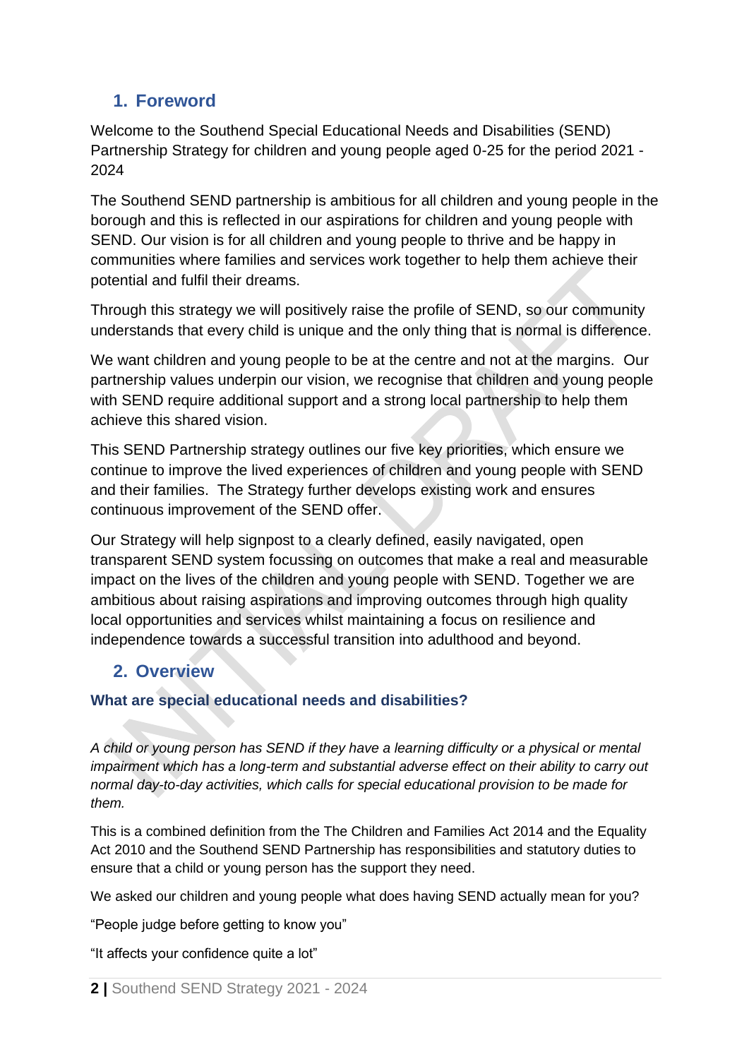## 1. Foreword

Welcome to the Southend Special Educational Needs and Disabilities (SEND) Partnership Strategy for children and young people aged 0-25 for the period 2021 - 2024

The Southend SEND partnership is ambitious for all children and young people in the borough and this is reflected in our aspirations for children and young people with SEND. Our vision is for all children and young people to thrive and be happy in communities where families and services work together to help them achieve their potential and fulfil their dreams.

Through this strategy we will positively raise the profile of SEND, so our community understands that every child is unique and the only thing that is normal is difference.

We want children and young people to be at the centre and not at the margins. Our partnership values underpin our vision, we recognise that children and young people with SEND require additional support and a strong local partnership to help them achieve this shared vision.

This SEND Partnership strategy outlines our five key priorities, which ensure we continue to improve the lived experiences of children and young people with SEND and their families. The Strategy further develops existing work and ensures continuous improvement of the SEND offer.

Our Strategy will help signpost to a clearly defined, easily navigated, open transparent SEND system focussing on outcomes that make a real and measurable impact on the lives of the children and young people with SEND. Together we are ambitious about raising aspirations and improving outcomes through high quality local opportunities and services whilst maintaining a focus on resilience and independence towards a successful transition into adulthood and beyond.

## 2. Overview

### What are special educational needs and disabilities?

*A child or young person has SEND if they have a learning difficulty or a physical or mental impairment which has a long-term and substantial adverse effect on their ability to carry out normal day-to-day activities, which calls for special educational provision to be made for them.*

This is a combined definition from the The Children and Families Act 2014 and the Equality Act 2010 and the Southend SEND Partnership has responsibilities and statutory duties to ensure that a child or young person has the support they need.

We asked our children and young people what does having SEND actually mean for you?

"People judge before getting to know you"

"It affects your confidence quite a lot"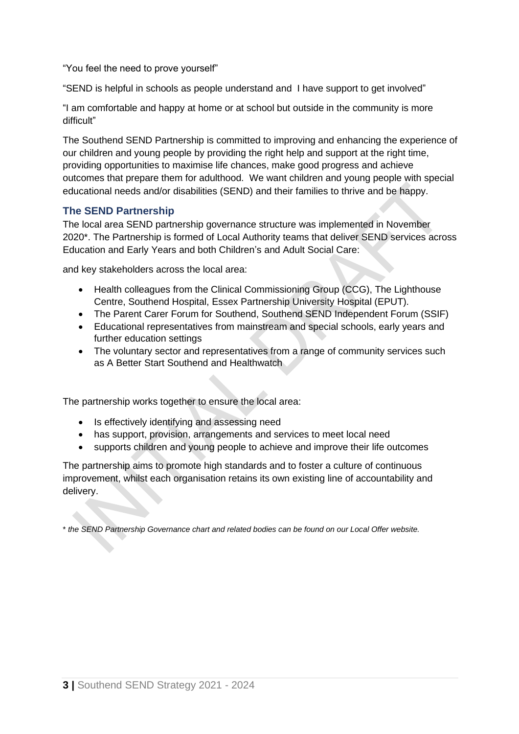"You feel the need to prove yourself"

"SEND is helpful in schools as people understand and I have support to get involved"

"I am comfortable and happy at home or at school but outside in the community is more difficult"

The Southend SEND Partnership is committed to improving and enhancing the experience of our children and young people by providing the right help and support at the right time, providing opportunities to maximise life chances, make good progress and achieve outcomes that prepare them for adulthood. We want children and young people with special educational needs and/or disabilities (SEND) and their families to thrive and be happy.

## The SEND Partnership

The local area SEND partnership governance structure was implemented in November 2020*. The Partnership is formed of Local Authority teams that deliver SEND services across Education and Early Years and both Children's and Adult Social Care:

and key stakeholders across the local area:

- Health colleagues from the Clinical Commissioning Group (CCG), The Lighthouse Centre, Southend Hospital, Essex Partnership University Hospital (EPUT).
- The Parent Carer Forum for Southend, Southend SEND Independent Forum (SSIF)
- Educational representatives from mainstream and special schools, early years and further education settings
- The voluntary sector and representatives from a range of community services such as A Better Start Southend and Healthwatch

The partnership works together to ensure the local area:

- Is effectively identifying and assessing need
- has support, provision, arrangements and services to meet local need
- supports children and young people to achieve and improve their life outcomes

The partnership aims to promote high standards and to foster a culture of continuous improvement, whilst each organisation retains its own existing line of accountability and delivery.

\* *the SEND Partnership Governance chart and related bodies can be found on our Local Offer website.*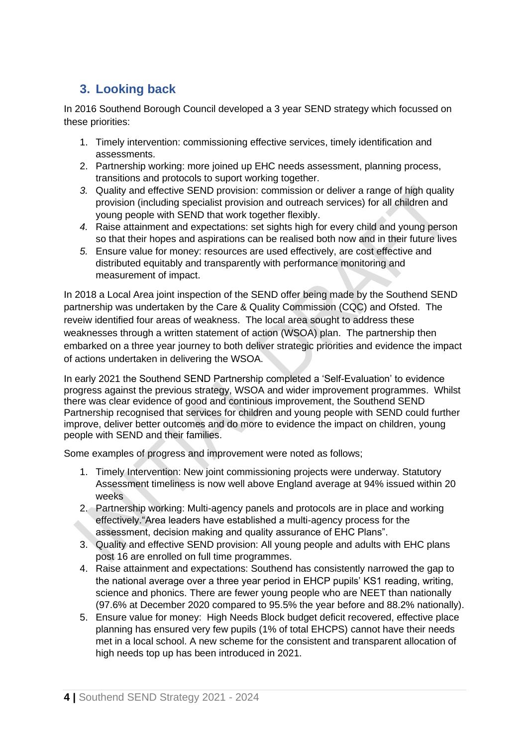## 3. Looking back

In 2016 Southend Borough Council developed a 3 year SEND strategy which focussed on these priorities:

1. Timely intervention: commissioning effective services, timely identification and assessments.
2. Partnership working: more joined up EHC needs assessment, planning process, transitions and protocols to suport working together.
3. Quality and effective SEND provision: commission or deliver a range of high quality provision (including specialist provision and outreach services) for all children and young people with SEND that work together flexibly.
4. Raise attainment and expectations: set sights high for every child and young person so that their hopes and aspirations can be realised both now and in their future lives
5. Ensure value for money: resources are used effectively, are cost effective and distributed equitably and transparently with performance monitoring and measurement of impact.

In 2018 a Local Area joint inspection of the SEND offer being made by the Southend SEND partnership was undertaken by the Care & Quality Commission (CQC) and Ofsted. The reveiw identified four areas of weakness. The local area sought to address these weaknesses through a written statement of action (WSOA) plan. The partnership then embarked on a three year journey to both deliver strategic priorities and evidence the impact of actions undertaken in delivering the WSOA.

In early 2021 the Southend SEND Partnership completed a 'Self-Evaluation' to evidence progress against the previous strategy, WSOA and wider improvement programmes. Whilst there was clear evidence of good and continious improvement, the Southend SEND Partnership recognised that services for children and young people with SEND could further improve, deliver better outcomes and do more to evidence the impact on children, young people with SEND and their families.

Some examples of progress and improvement were noted as follows;

1. Timely Intervention: New joint commissioning projects were underway. Statutory Assessment timeliness is now well above England average at 94% issued within 20 weeks
2. Partnership working: Multi-agency panels and protocols are in place and working effectively."Area leaders have established a multi-agency process for the assessment, decision making and quality assurance of EHC Plans".
3. Quality and effective SEND provision: All young people and adults with EHC plans post 16 are enrolled on full time programmes.
4. Raise attainment and expectations: Southend has consistently narrowed the gap to the national average over a three year period in EHCP pupils' KS1 reading, writing, science and phonics. There are fewer young people who are NEET than nationally (97.6% at December 2020 compared to 95.5% the year before and 88.2% nationally).
5. Ensure value for money: High Needs Block budget deficit recovered, effective place planning has ensured very few pupils (1% of total EHCPS) cannot have their needs met in a local school. A new scheme for the consistent and transparent allocation of high needs top up has been introduced in 2021.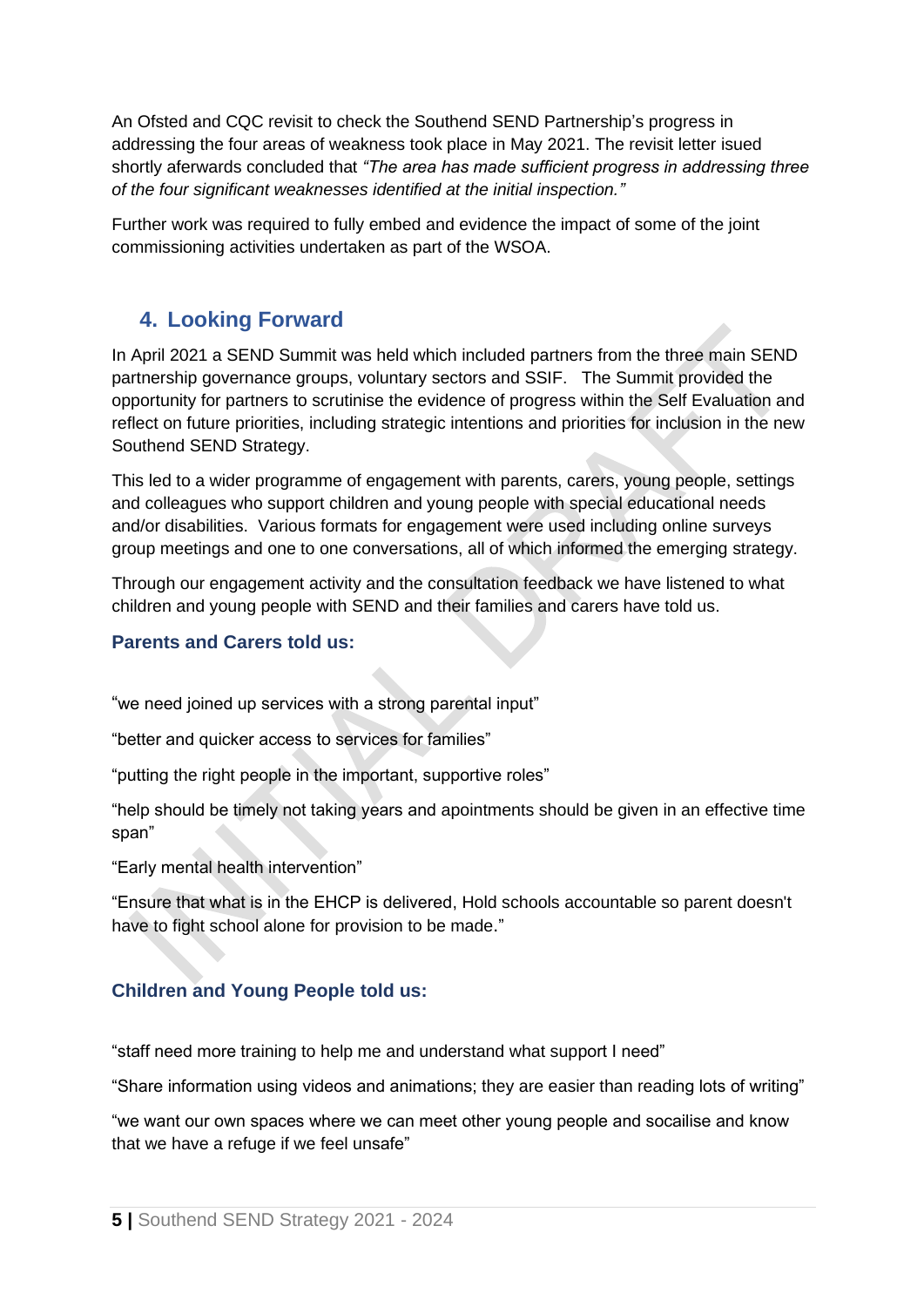An Ofsted and CQC revisit to check the Southend SEND Partnership's progress in addressing the four areas of weakness took place in May 2021. The revisit letter isued shortly aferwards concluded that *"The area has made sufficient progress in addressing three of the four significant weaknesses identified at the initial inspection."*

Further work was required to fully embed and evidence the impact of some of the joint commissioning activities undertaken as part of the WSOA.

## 4. Looking Forward

In April 2021 a SEND Summit was held which included partners from the three main SEND partnership governance groups, voluntary sectors and SSIF. The Summit provided the opportunity for partners to scrutinise the evidence of progress within the Self Evaluation and reflect on future priorities, including strategic intentions and priorities for inclusion in the new Southend SEND Strategy.

This led to a wider programme of engagement with parents, carers, young people, settings and colleagues who support children and young people with special educational needs and/or disabilities. Various formats for engagement were used including online surveys group meetings and one to one conversations, all of which informed the emerging strategy.

Through our engagement activity and the consultation feedback we have listened to what children and young people with SEND and their families and carers have told us.

### Parents and Carers told us:

"we need joined up services with a strong parental input"

"better and quicker access to services for families"

"putting the right people in the important, supportive roles"

"help should be timely not taking years and apointments should be given in an effective time span"

"Early mental health intervention"

"Ensure that what is in the EHCP is delivered, Hold schools accountable so parent doesn't have to fight school alone for provision to be made."

### Children and Young People told us:

"staff need more training to help me and understand what support I need"

"Share information using videos and animations; they are easier than reading lots of writing"

"we want our own spaces where we can meet other young people and socailise and know that we have a refuge if we feel unsafe"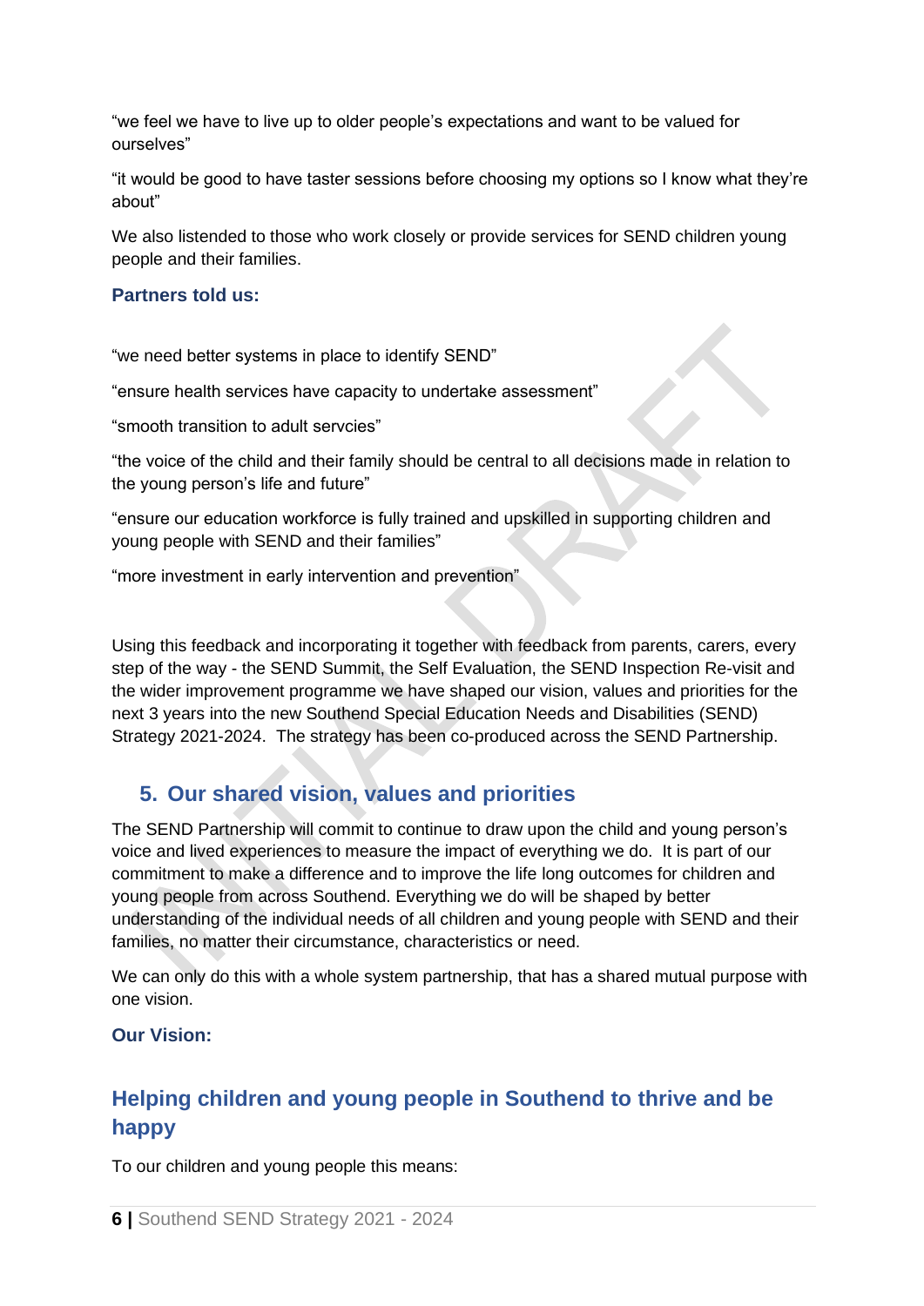"we feel we have to live up to older people's expectations and want to be valued for ourselves"

"it would be good to have taster sessions before choosing my options so I know what they're about"

We also listended to those who work closely or provide services for SEND children young people and their families.

**Partners told us:**

"we need better systems in place to identify SEND"

"ensure health services have capacity to undertake assessment"

"smooth transition to adult servcies"

"the voice of the child and their family should be central to all decisions made in relation to the young person's life and future"

"ensure our education workforce is fully trained and upskilled in supporting children and young people with SEND and their families"

"more investment in early intervention and prevention"

Using this feedback and incorporating it together with feedback from parents, carers, every step of the way - the SEND Summit, the Self Evaluation, the SEND Inspection Re-visit and the wider improvement programme we have shaped our vision, values and priorities for the next 3 years into the new Southend Special Education Needs and Disabilities (SEND) Strategy 2021-2024. The strategy has been co-produced across the SEND Partnership.

## 5. Our shared vision, values and priorities

The SEND Partnership will commit to continue to draw upon the child and young person's voice and lived experiences to measure the impact of everything we do. It is part of our commitment to make a difference and to improve the life long outcomes for children and young people from across Southend. Everything we do will be shaped by better understanding of the individual needs of all children and young people with SEND and their families, no matter their circumstance, characteristics or need.

We can only do this with a whole system partnership, that has a shared mutual purpose with one vision.

**Our Vision:**

## Helping children and young people in Southend to thrive and be happy

To our children and young people this means: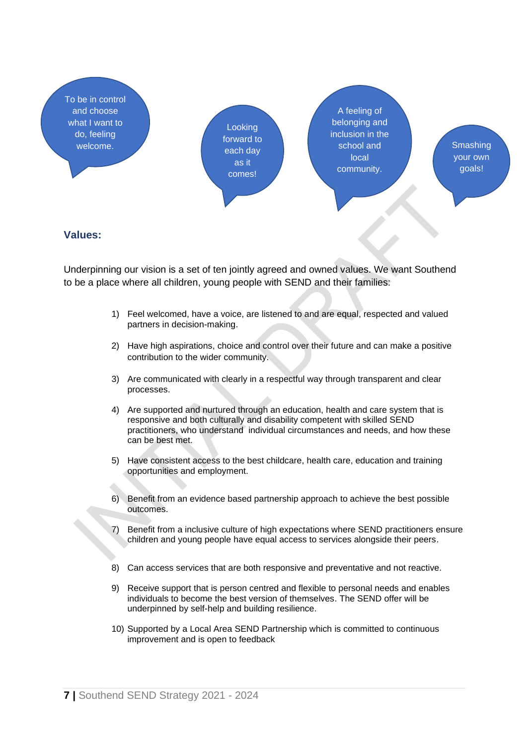To be in control and choose what I want to do, feeling welcome.

Looking forward to each day as it comes!

A feeling of belonging and inclusion in the school and local community.

Smashing your own goals!

## Values:

Underpinning our vision is a set of ten jointly agreed and owned values. We want Southend to be a place where all children, young people with SEND and their families:

1) Feel welcomed, have a voice, are listened to and are equal, respected and valued partners in decision-making.
2) Have high aspirations, choice and control over their future and can make a positive contribution to the wider community.
3) Are communicated with clearly in a respectful way through transparent and clear processes.
4) Are supported and nurtured through an education, health and care system that is responsive and both culturally and disability competent with skilled SEND practitioners, who understand individual circumstances and needs, and how these can be best met.
5) Have consistent access to the best childcare, health care, education and training opportunities and employment.
6) Benefit from an evidence based partnership approach to achieve the best possible outcomes.
7) Benefit from a inclusive culture of high expectations where SEND practitioners ensure children and young people have equal access to services alongside their peers.
8) Can access services that are both responsive and preventative and not reactive.
9) Receive support that is person centred and flexible to personal needs and enables individuals to become the best version of themselves. The SEND offer will be underpinned by self-help and building resilience.
10) Supported by a Local Area SEND Partnership which is committed to continuous improvement and is open to feedback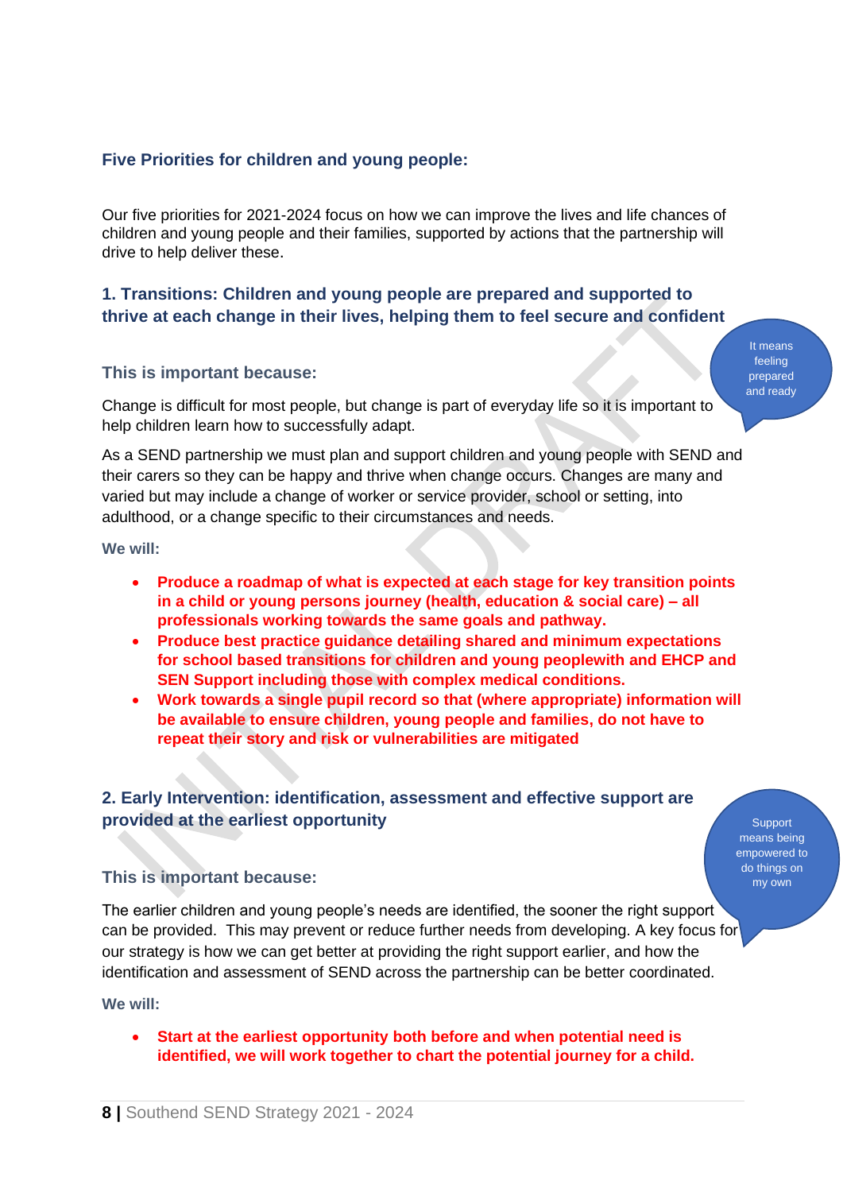### Five Priorities for children and young people:

Our five priorities for 2021-2024 focus on how we can improve the lives and life chances of children and young people and their families, supported by actions that the partnership will drive to help deliver these.

### 1. Transitions: Children and young people are prepared and supported to thrive at each change in their lives, helping them to feel secure and confident

It means feeling prepared and ready

#### This is important because:

Change is difficult for most people, but change is part of everyday life so it is important to help children learn how to successfully adapt.

As a SEND partnership we must plan and support children and young people with SEND and their carers so they can be happy and thrive when change occurs. Changes are many and varied but may include a change of worker or service provider, school or setting, into adulthood, or a change specific to their circumstances and needs.

**We will:**

- **Produce a roadmap of what is expected at each stage for key transition points in a child or young persons journey (health, education & social care) – all professionals working towards the same goals and pathway.**
- **Produce best practice guidance detailing shared and minimum expectations for school based transitions for children and young peoplewith and EHCP and SEN Support including those with complex medical conditions.**
- **Work towards a single pupil record so that (where appropriate) information will be available to ensure children, young people and families, do not have to repeat their story and risk or vulnerabilities are mitigated**

### 2. Early Intervention: identification, assessment and effective support are provided at the earliest opportunity

Support means being empowered to do things on my own

#### This is important because:

The earlier children and young people's needs are identified, the sooner the right support can be provided. This may prevent or reduce further needs from developing. A key focus for our strategy is how we can get better at providing the right support earlier, and how the identification and assessment of SEND across the partnership can be better coordinated.

**We will:**

- **Start at the earliest opportunity both before and when potential need is identified, we will work together to chart the potential journey for a child.**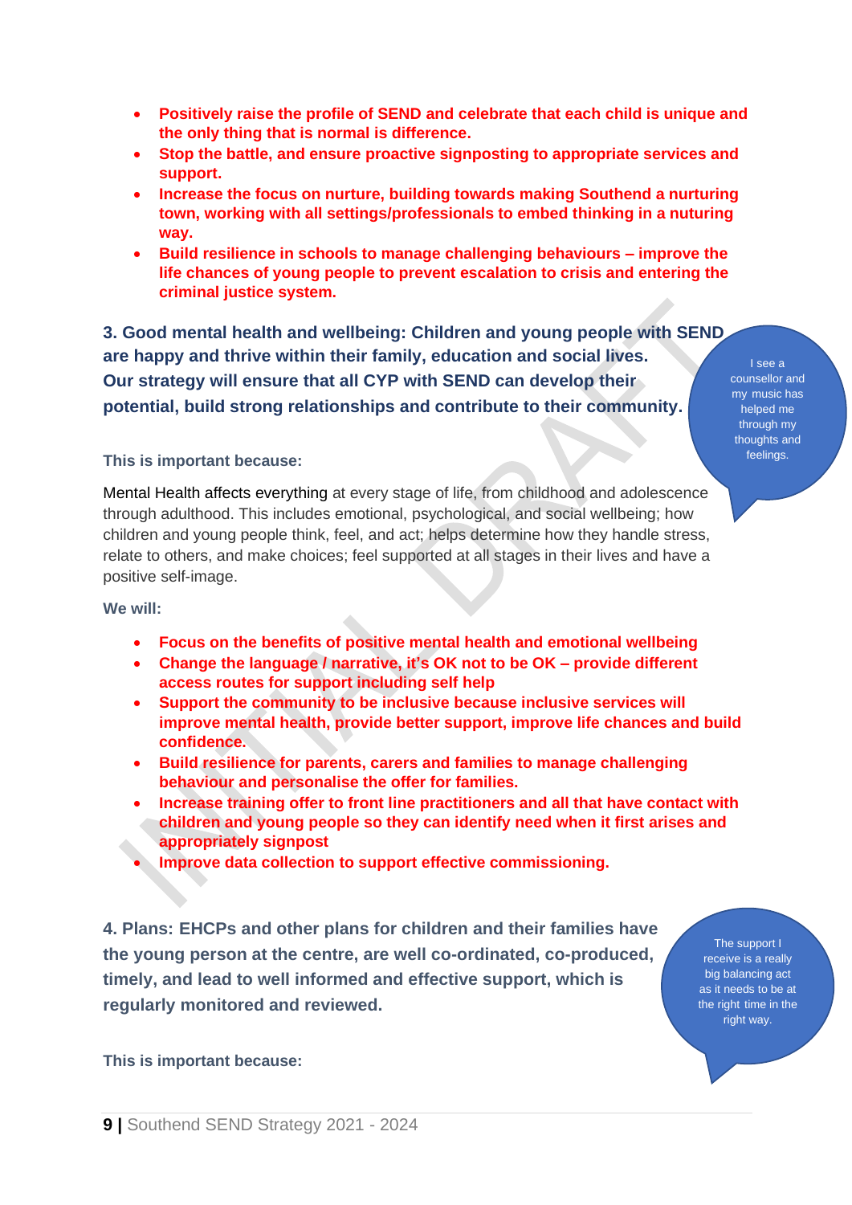- **Positively raise the profile of SEND and celebrate that each child is unique and the only thing that is normal is difference.**
- **Stop the battle, and ensure proactive signposting to appropriate services and support.**
- **Increase the focus on nurture, building towards making Southend a nurturing town, working with all settings/professionals to embed thinking in a nuturing way.**
- **Build resilience in schools to manage challenging behaviours – improve the life chances of young people to prevent escalation to crisis and entering the criminal justice system.**

### 3. Good mental health and wellbeing: Children and young people with SEND are happy and thrive within their family, education and social lives. Our strategy will ensure that all CYP with SEND can develop their potential, build strong relationships and contribute to their community.

I see a counsellor and my music has helped me through my thoughts and feelings.

**This is important because:**

Mental Health affects everything at every stage of life, from childhood and adolescence through adulthood. This includes emotional, psychological, and social wellbeing; how children and young people think, feel, and act; helps determine how they handle stress, relate to others, and make choices; feel supported at all stages in their lives and have a positive self-image.

**We will:**

- **Focus on the benefits of positive mental health and emotional wellbeing**
- **Change the language / narrative, it's OK not to be OK – provide different access routes for support including self help**
- **Support the community to be inclusive because inclusive services will improve mental health, provide better support, improve life chances and build confidence.**
- **Build resilience for parents, carers and families to manage challenging behaviour and personalise the offer for families.**
- **Increase training offer to front line practitioners and all that have contact with children and young people so they can identify need when it first arises and appropriately signpost**
- **Improve data collection to support effective commissioning.**

### 4. Plans: EHCPs and other plans for children and their families have the young person at the centre, are well co-ordinated, co-produced, timely, and lead to well informed and effective support, which is regularly monitored and reviewed.

The support I receive is a really big balancing act as it needs to be at the right time in the right way.

**This is important because:**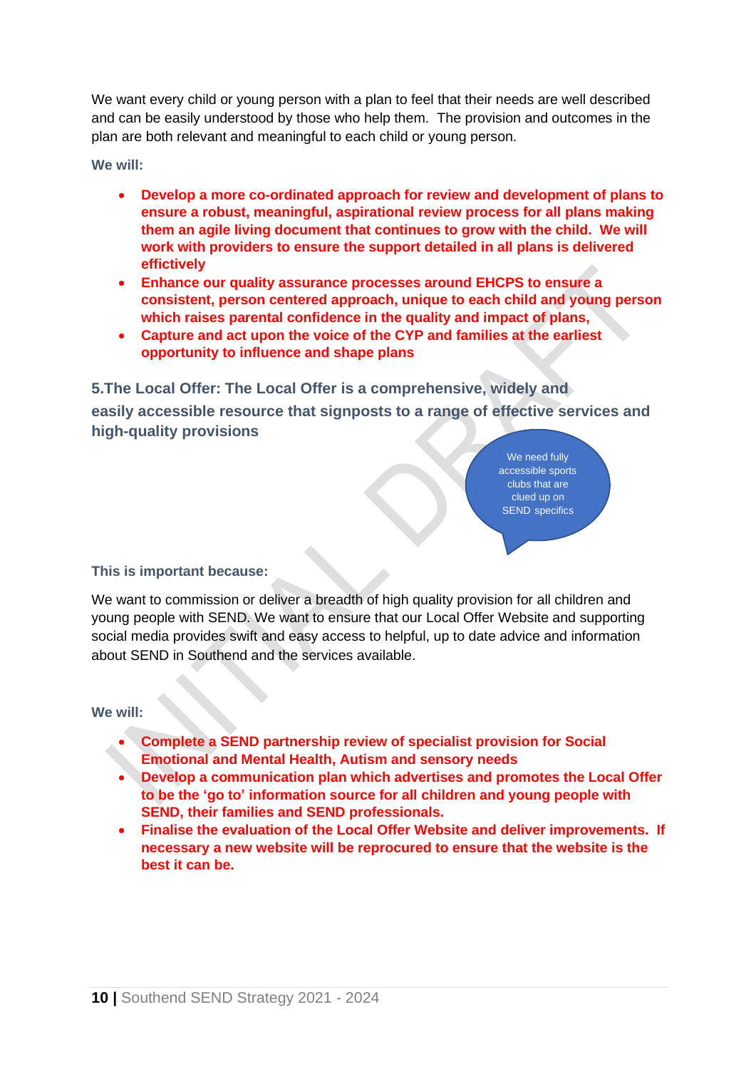We want every child or young person with a plan to feel that their needs are well described and can be easily understood by those who help them. The provision and outcomes in the plan are both relevant and meaningful to each child or young person.

**We will:**

- **Develop a more co-ordinated approach for review and development of plans to ensure a robust, meaningful, aspirational review process for all plans making them an agile living document that continues to grow with the child. We will work with providers to ensure the support detailed in all plans is delivered effictively**
- **Enhance our quality assurance processes around EHCPS to ensure a consistent, person centered approach, unique to each child and young person which raises parental confidence in the quality and impact of plans,**
- **Capture and act upon the voice of the CYP and families at the earliest opportunity to influence and shape plans**

## 5.The Local Offer: The Local Offer is a comprehensive, widely and easily accessible resource that signposts to a range of effective services and high-quality provisions

We need fully accessible sports clubs that are clued up on SEND specifics

**This is important because:**

We want to commission or deliver a breadth of high quality provision for all children and young people with SEND. We want to ensure that our Local Offer Website and supporting social media provides swift and easy access to helpful, up to date advice and information about SEND in Southend and the services available.

**We will:**

- **Complete a SEND partnership review of specialist provision for Social Emotional and Mental Health, Autism and sensory needs**
- **Develop a communication plan which advertises and promotes the Local Offer to be the 'go to' information source for all children and young people with SEND, their families and SEND professionals.**
- **Finalise the evaluation of the Local Offer Website and deliver improvements. If necessary a new website will be reprocured to ensure that the website is the best it can be.**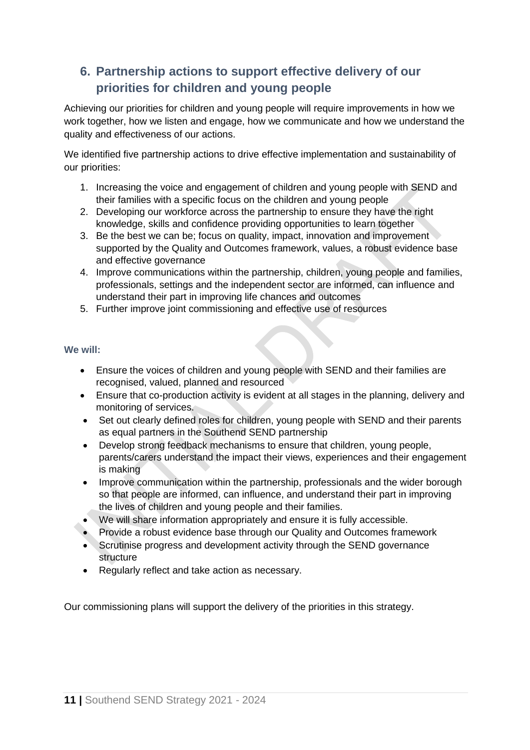## 6. Partnership actions to support effective delivery of our priorities for children and young people

Achieving our priorities for children and young people will require improvements in how we work together, how we listen and engage, how we communicate and how we understand the quality and effectiveness of our actions.

We identified five partnership actions to drive effective implementation and sustainability of our priorities:

1. Increasing the voice and engagement of children and young people with SEND and their families with a specific focus on the children and young people
2. Developing our workforce across the partnership to ensure they have the right knowledge, skills and confidence providing opportunities to learn together
3. Be the best we can be; focus on quality, impact, innovation and improvement supported by the Quality and Outcomes framework, values, a robust evidence base and effective governance
4. Improve communications within the partnership, children, young people and families, professionals, settings and the independent sector are informed, can influence and understand their part in improving life chances and outcomes
5. Further improve joint commissioning and effective use of resources

**We will:**

- Ensure the voices of children and young people with SEND and their families are recognised, valued, planned and resourced
- Ensure that co-production activity is evident at all stages in the planning, delivery and monitoring of services.
- Set out clearly defined roles for children, young people with SEND and their parents as equal partners in the Southend SEND partnership
- Develop strong feedback mechanisms to ensure that children, young people, parents/carers understand the impact their views, experiences and their engagement is making
- Improve communication within the partnership, professionals and the wider borough so that people are informed, can influence, and understand their part in improving the lives of children and young people and their families.
- We will share information appropriately and ensure it is fully accessible.
- Provide a robust evidence base through our Quality and Outcomes framework
- Scrutinise progress and development activity through the SEND governance structure
- Regularly reflect and take action as necessary.

Our commissioning plans will support the delivery of the priorities in this strategy.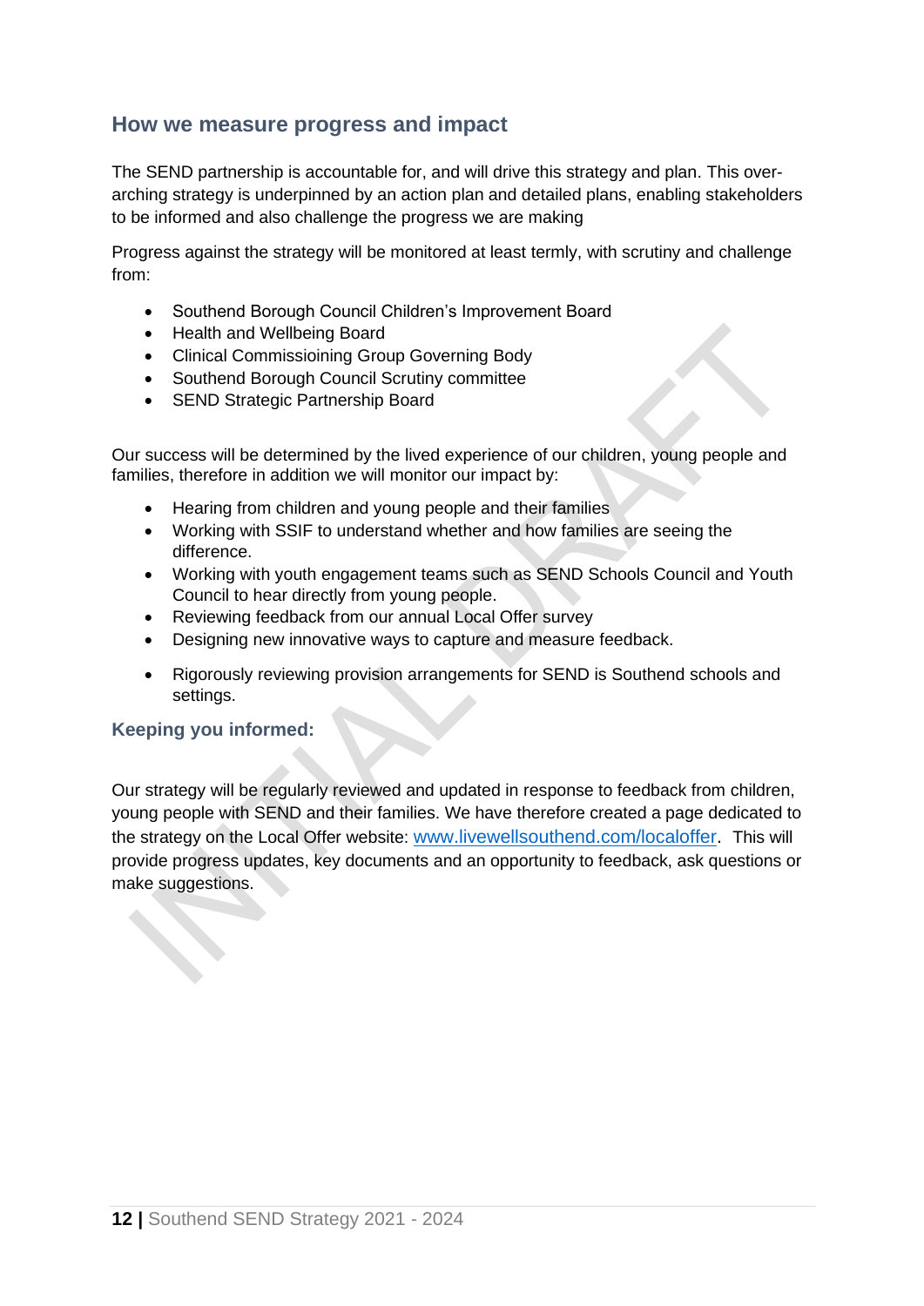## How we measure progress and impact

The SEND partnership is accountable for, and will drive this strategy and plan. This over-arching strategy is underpinned by an action plan and detailed plans, enabling stakeholders to be informed and also challenge the progress we are making

Progress against the strategy will be monitored at least termly, with scrutiny and challenge from:

- Southend Borough Council Children's Improvement Board
- Health and Wellbeing Board
- Clinical Commissioining Group Governing Body
- Southend Borough Council Scrutiny committee
- SEND Strategic Partnership Board

Our success will be determined by the lived experience of our children, young people and families, therefore in addition we will monitor our impact by:

- Hearing from children and young people and their families
- Working with SSIF to understand whether and how families are seeing the difference.
- Working with youth engagement teams such as SEND Schools Council and Youth Council to hear directly from young people.
- Reviewing feedback from our annual Local Offer survey
- Designing new innovative ways to capture and measure feedback.
- Rigorously reviewing provision arrangements for SEND is Southend schools and settings.

### Keeping you informed:

Our strategy will be regularly reviewed and updated in response to feedback from children, young people with SEND and their families. We have therefore created a page dedicated to the strategy on the Local Offer website: www.livewellsouthend.com/localoffer. This will provide progress updates, key documents and an opportunity to feedback, ask questions or make suggestions.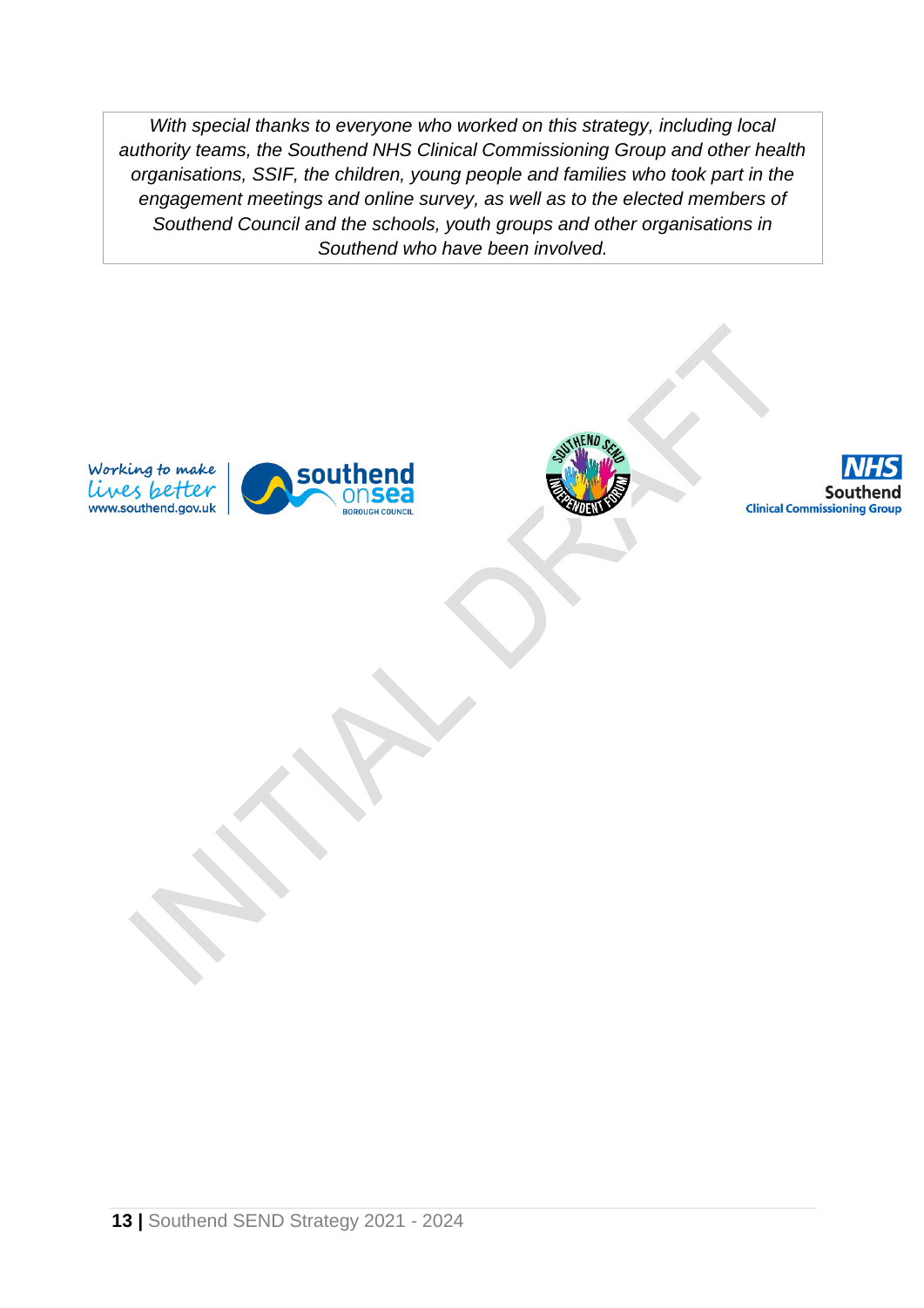*With special thanks to everyone who worked on this strategy, including local authority teams, the Southend NHS Clinical Commissioning Group and other health organisations, SSIF, the children, young people and families who took part in the engagement meetings and online survey, as well as to the elected members of Southend Council and the schools, youth groups and other organisations in Southend who have been involved.*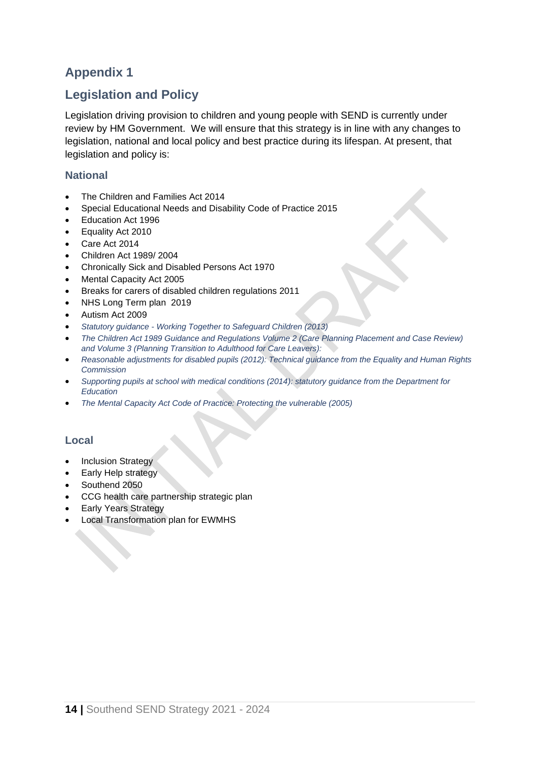## Appendix 1

## Legislation and Policy

Legislation driving provision to children and young people with SEND is currently under review by HM Government. We will ensure that this strategy is in line with any changes to legislation, national and local policy and best practice during its lifespan. At present, that legislation and policy is:

### National

- The Children and Families Act 2014
- Special Educational Needs and Disability Code of Practice 2015
- Education Act 1996
- Equality Act 2010
- Care Act 2014
- Children Act 1989/ 2004
- Chronically Sick and Disabled Persons Act 1970
- Mental Capacity Act 2005
- Breaks for carers of disabled children regulations 2011
- NHS Long Term plan 2019
- Autism Act 2009
- *Statutory guidance - Working Together to Safeguard Children (2013)*
- *The Children Act 1989 Guidance and Regulations Volume 2 (Care Planning Placement and Case Review) and Volume 3 (Planning Transition to Adulthood for Care Leavers):*
- *Reasonable adjustments for disabled pupils (2012): Technical guidance from the Equality and Human Rights Commission*
- *Supporting pupils at school with medical conditions (2014): statutory guidance from the Department for Education*
- *The Mental Capacity Act Code of Practice: Protecting the vulnerable (2005)*

### Local

- Inclusion Strategy
- Early Help strategy
- Southend 2050
- CCG health care partnership strategic plan
- Early Years Strategy
- Local Transformation plan for EWMHS